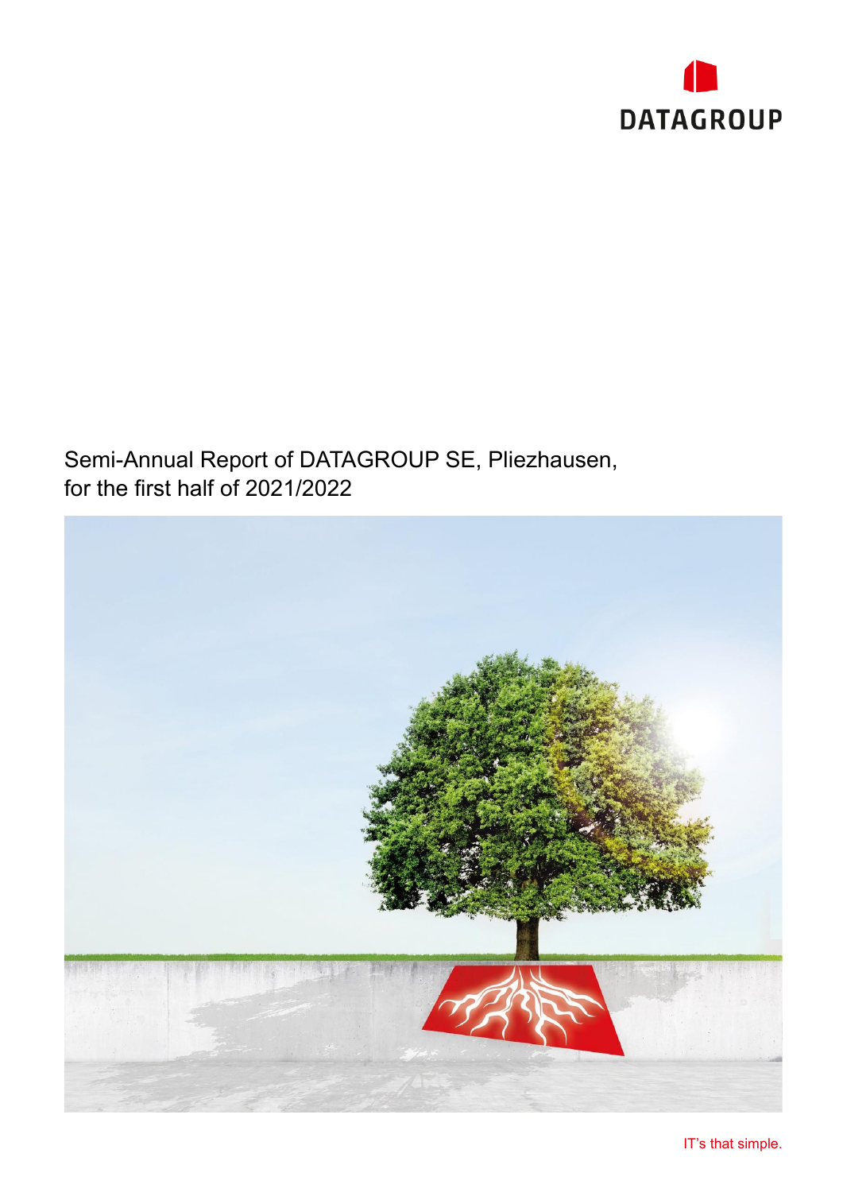DATAGROUP

# Semi-Annual Report of DATAGROUP SE, Pliezhausen, for the first half of 2021/2022

IT's that simple.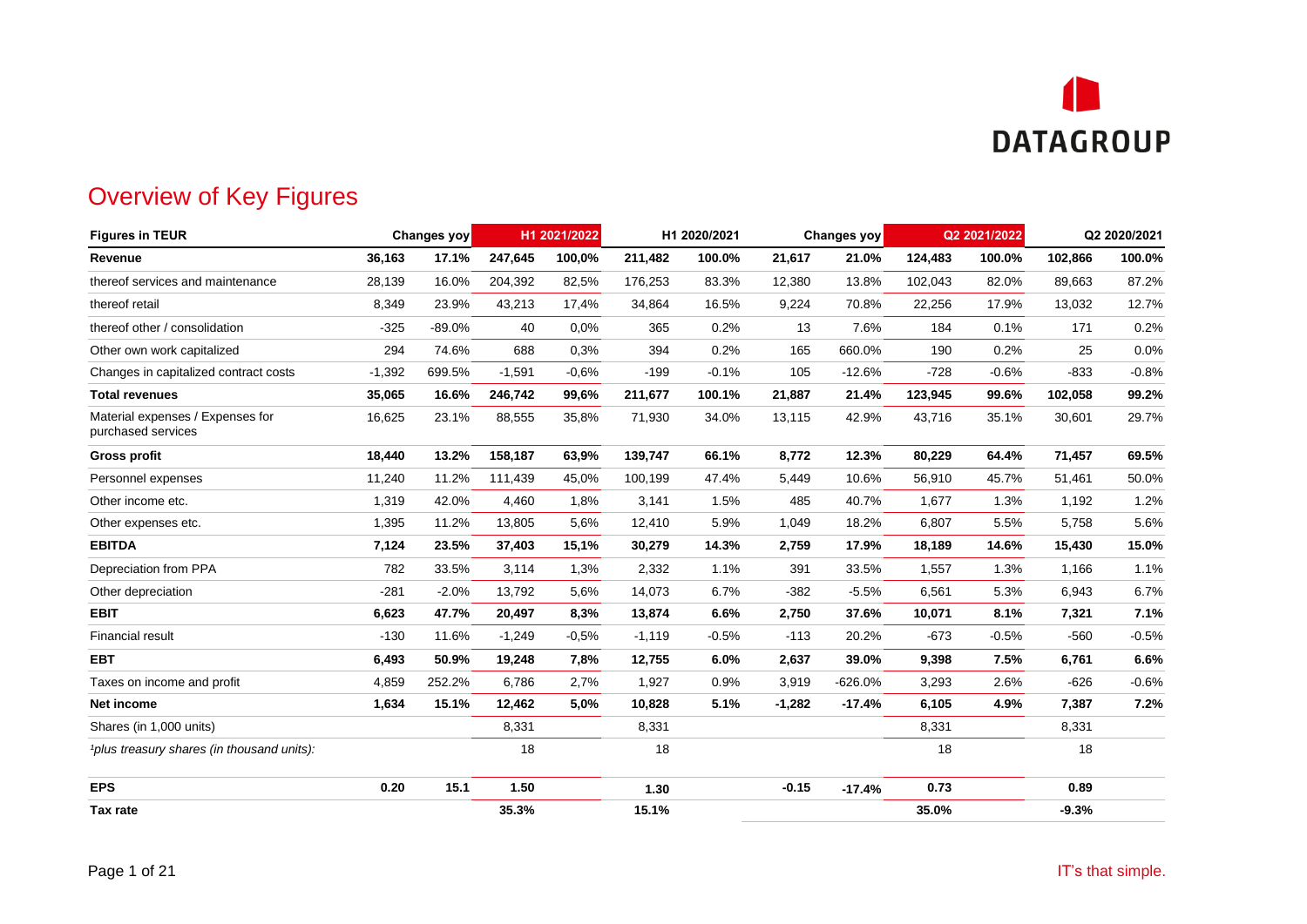## Overview of Key Figures

| Figures in TEUR | Changes yoy | | H1 2021/2022 | | H1 2020/2021 | | Changes yoy | | Q2 2021/2022 | | Q2 2020/2021 | |
|---|---|---|---|---|---|---|---|---|---|---|---|---|
| **Revenue** | **36,163** | **17.1%** | **247,645** | **100,0%** | **211,482** | **100.0%** | **21,617** | **21.0%** | **124,483** | **100.0%** | **102,866** | **100.0%** |
| thereof services and maintenance | 28,139 | 16.0% | 204,392 | 82,5% | 176,253 | 83.3% | 12,380 | 13.8% | 102,043 | 82.0% | 89,663 | 87.2% |
| thereof retail | 8,349 | 23.9% | 43,213 | 17,4% | 34,864 | 16.5% | 9,224 | 70.8% | 22,256 | 17.9% | 13,032 | 12.7% |
| thereof other / consolidation | -325 | -89.0% | 40 | 0,0% | 365 | 0.2% | 13 | 7.6% | 184 | 0.1% | 171 | 0.2% |
| Other own work capitalized | 294 | 74.6% | 688 | 0,3% | 394 | 0.2% | 165 | 660.0% | 190 | 0.2% | 25 | 0.0% |
| Changes in capitalized contract costs | -1,392 | 699.5% | -1,591 | -0,6% | -199 | -0.1% | 105 | -12.6% | -728 | -0.6% | -833 | -0.8% |
| **Total revenues** | **35,065** | **16.6%** | **246,742** | **99,6%** | **211,677** | **100.1%** | **21,887** | **21.4%** | **123,945** | **99.6%** | **102,058** | **99.2%** |
| Material expenses / Expenses for purchased services | 16,625 | 23.1% | 88,555 | 35,8% | 71,930 | 34.0% | 13,115 | 42.9% | 43,716 | 35.1% | 30,601 | 29.7% |
| **Gross profit** | **18,440** | **13.2%** | **158,187** | **63,9%** | **139,747** | **66.1%** | **8,772** | **12.3%** | **80,229** | **64.4%** | **71,457** | **69.5%** |
| Personnel expenses | 11,240 | 11.2% | 111,439 | 45,0% | 100,199 | 47.4% | 5,449 | 10.6% | 56,910 | 45.7% | 51,461 | 50.0% |
| Other income etc. | 1,319 | 42.0% | 4,460 | 1,8% | 3,141 | 1.5% | 485 | 40.7% | 1,677 | 1.3% | 1,192 | 1.2% |
| Other expenses etc. | 1,395 | 11.2% | 13,805 | 5,6% | 12,410 | 5.9% | 1,049 | 18.2% | 6,807 | 5.5% | 5,758 | 5.6% |
| **EBITDA** | **7,124** | **23.5%** | **37,403** | **15,1%** | **30,279** | **14.3%** | **2,759** | **17.9%** | **18,189** | **14.6%** | **15,430** | **15.0%** |
| Depreciation from PPA | 782 | 33.5% | 3,114 | 1,3% | 2,332 | 1.1% | 391 | 33.5% | 1,557 | 1.3% | 1,166 | 1.1% |
| Other depreciation | -281 | -2.0% | 13,792 | 5,6% | 14,073 | 6.7% | -382 | -5.5% | 6,561 | 5.3% | 6,943 | 6.7% |
| **EBIT** | **6,623** | **47.7%** | **20,497** | **8,3%** | **13,874** | **6.6%** | **2,750** | **37.6%** | **10,071** | **8.1%** | **7,321** | **7.1%** |
| Financial result | -130 | 11.6% | -1,249 | -0,5% | -1,119 | -0.5% | -113 | 20.2% | -673 | -0.5% | -560 | -0.5% |
| **EBT** | **6,493** | **50.9%** | **19,248** | **7,8%** | **12,755** | **6.0%** | **2,637** | **39.0%** | **9,398** | **7.5%** | **6,761** | **6.6%** |
| Taxes on income and profit | 4,859 | 252.2% | 6,786 | 2,7% | 1,927 | 0.9% | 3,919 | -626.0% | 3,293 | 2.6% | -626 | -0.6% |
| **Net income** | **1,634** | **15.1%** | **12,462** | **5,0%** | **10,828** | **5.1%** | **-1,282** | **-17.4%** | **6,105** | **4.9%** | **7,387** | **7.2%** |
| Shares (in 1,000 units) | | | 8,331 | | 8,331 | | | | 8,331 | | 8,331 | |
| *[1]plus treasury shares (in thousand units):* | | | 18 | | 18 | | | | 18 | | 18 | |
| **EPS** | **0.20** | **15.1** | **1.50** | | **1.30** | | **-0.15** | **-17.4%** | **0.73** | | **0.89** | |
| **Tax rate** | | | **35.3%** | | **15.1%** | | | | **35.0%** | | **-9.3%** | |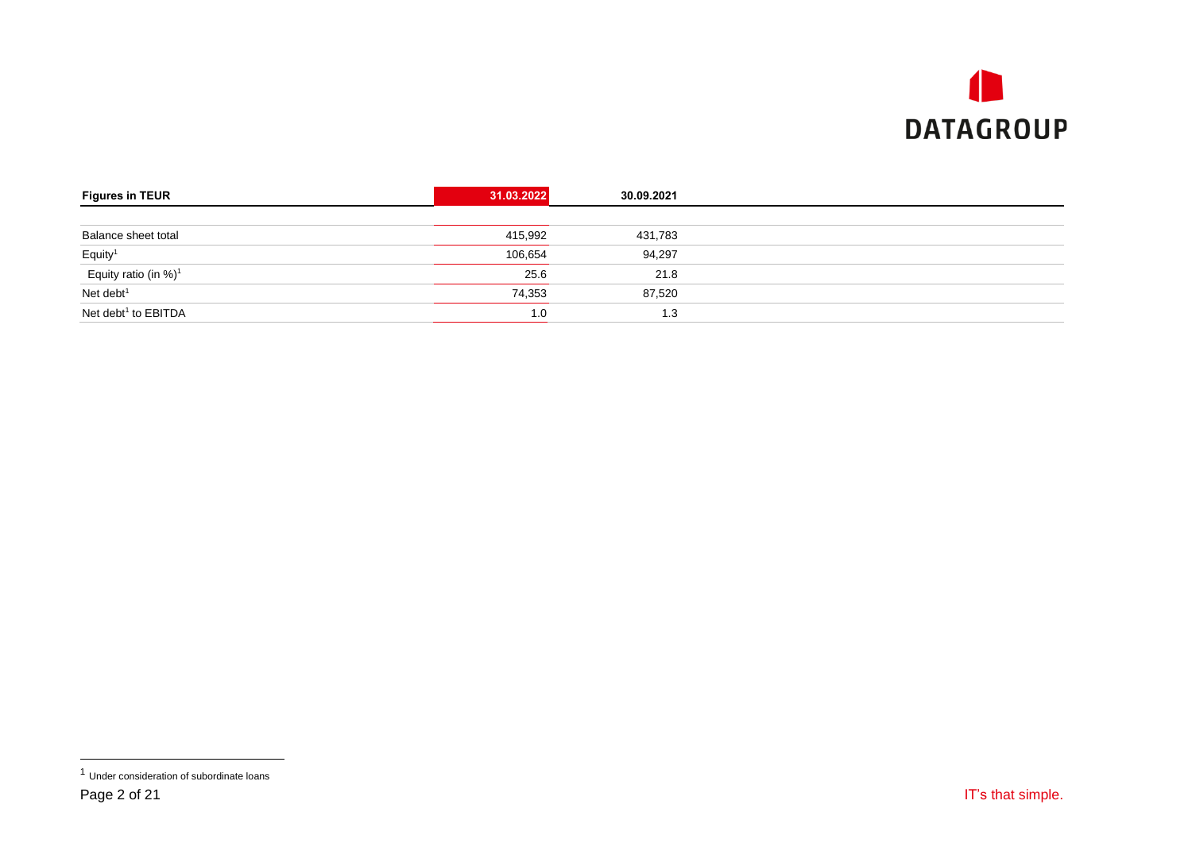| Figures in TEUR | 31.03.2022 | 30.09.2021 |
|---|---|---|
| Balance sheet total | 415,992 | 431,783 |
| Equity[1] | 106,654 | 94,297 |
| Equity ratio (in %)[1] | 25.6 | 21.8 |
| Net debt[1] | 74,353 | 87,520 |
| Net debt[1] to EBITDA | 1.0 | 1.3 |

[1] Under consideration of subordinate loans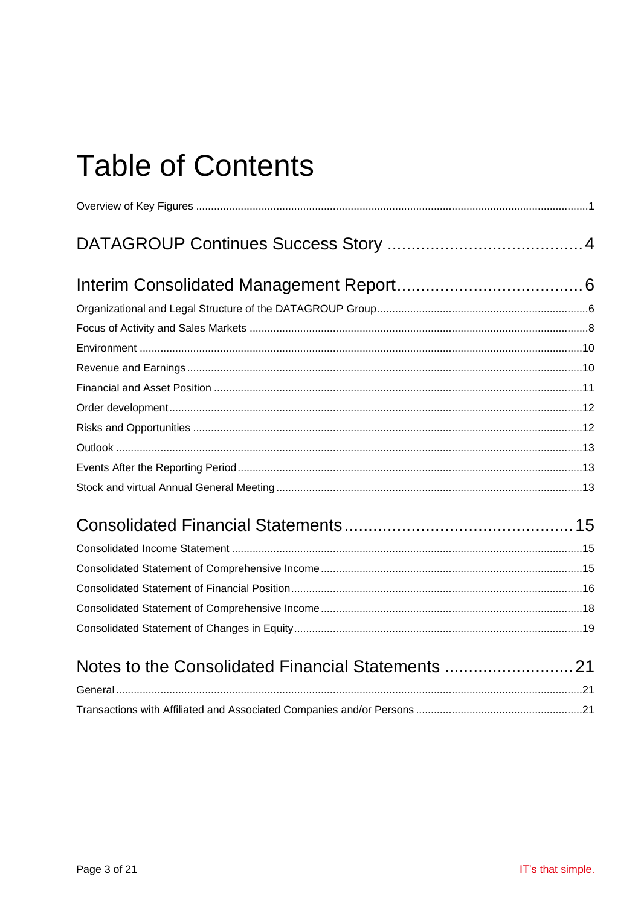# Table of Contents

Overview of Key Figures ........................................................................................................................1

## DATAGROUP Continues Success Story .........................................4

## Interim Consolidated Management Report.......................................6

Organizational and Legal Structure of the DATAGROUP Group......................................................................6

Focus of Activity and Sales Markets ...............................................................................................................8

Environment ..................................................................................................................................................10

Revenue and Earnings...................................................................................................................................10

Financial and Asset Position .........................................................................................................................11

Order development.........................................................................................................................................12

Risks and Opportunities ................................................................................................................................12

Outlook ..........................................................................................................................................................13

Events After the Reporting Period..................................................................................................................13

Stock and virtual Annual General Meeting .....................................................................................................13

## Consolidated Financial Statements...............................................15

Consolidated Income Statement ....................................................................................................................15

Consolidated Statement of Comprehensive Income.......................................................................................15

Consolidated Statement of Financial Position.................................................................................................16

Consolidated Statement of Comprehensive Income.......................................................................................18

Consolidated Statement of Changes in Equity................................................................................................19

## Notes to the Consolidated Financial Statements ...........................21

General...........................................................................................................................................................21

Transactions with Affiliated and Associated Companies and/or Persons .......................................................21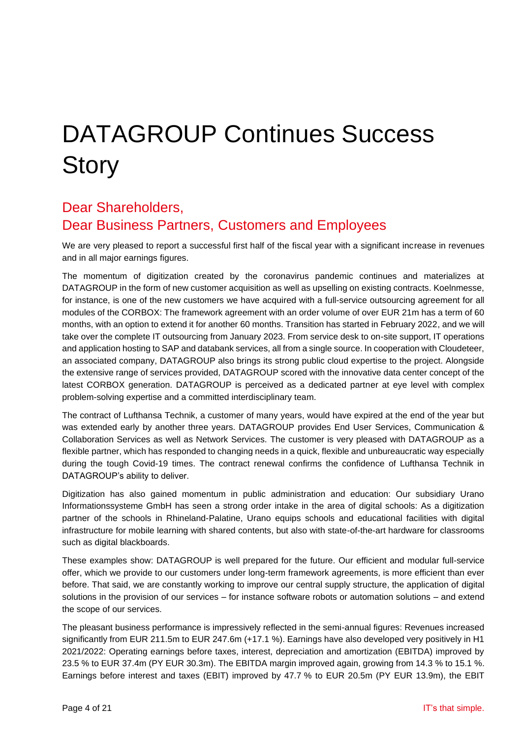# DATAGROUP Continues Success Story

## Dear Shareholders,
## Dear Business Partners, Customers and Employees

We are very pleased to report a successful first half of the fiscal year with a significant increase in revenues and in all major earnings figures.

The momentum of digitization created by the coronavirus pandemic continues and materializes at DATAGROUP in the form of new customer acquisition as well as upselling on existing contracts. Koelnmesse, for instance, is one of the new customers we have acquired with a full-service outsourcing agreement for all modules of the CORBOX: The framework agreement with an order volume of over EUR 21m has a term of 60 months, with an option to extend it for another 60 months. Transition has started in February 2022, and we will take over the complete IT outsourcing from January 2023. From service desk to on-site support, IT operations and application hosting to SAP and databank services, all from a single source. In cooperation with Cloudeteer, an associated company, DATAGROUP also brings its strong public cloud expertise to the project. Alongside the extensive range of services provided, DATAGROUP scored with the innovative data center concept of the latest CORBOX generation. DATAGROUP is perceived as a dedicated partner at eye level with complex problem-solving expertise and a committed interdisciplinary team.

The contract of Lufthansa Technik, a customer of many years, would have expired at the end of the year but was extended early by another three years. DATAGROUP provides End User Services, Communication & Collaboration Services as well as Network Services. The customer is very pleased with DATAGROUP as a flexible partner, which has responded to changing needs in a quick, flexible and unbureaucratic way especially during the tough Covid-19 times. The contract renewal confirms the confidence of Lufthansa Technik in DATAGROUP's ability to deliver.

Digitization has also gained momentum in public administration and education: Our subsidiary Urano Informationssysteme GmbH has seen a strong order intake in the area of digital schools: As a digitization partner of the schools in Rhineland-Palatine, Urano equips schools and educational facilities with digital infrastructure for mobile learning with shared contents, but also with state-of-the-art hardware for classrooms such as digital blackboards.

These examples show: DATAGROUP is well prepared for the future. Our efficient and modular full-service offer, which we provide to our customers under long-term framework agreements, is more efficient than ever before. That said, we are constantly working to improve our central supply structure, the application of digital solutions in the provision of our services – for instance software robots or automation solutions – and extend the scope of our services.

The pleasant business performance is impressively reflected in the semi-annual figures: Revenues increased significantly from EUR 211.5m to EUR 247.6m (+17.1 %). Earnings have also developed very positively in H1 2021/2022: Operating earnings before taxes, interest, depreciation and amortization (EBITDA) improved by 23.5 % to EUR 37.4m (PY EUR 30.3m). The EBITDA margin improved again, growing from 14.3 % to 15.1 %. Earnings before interest and taxes (EBIT) improved by 47.7 % to EUR 20.5m (PY EUR 13.9m), the EBIT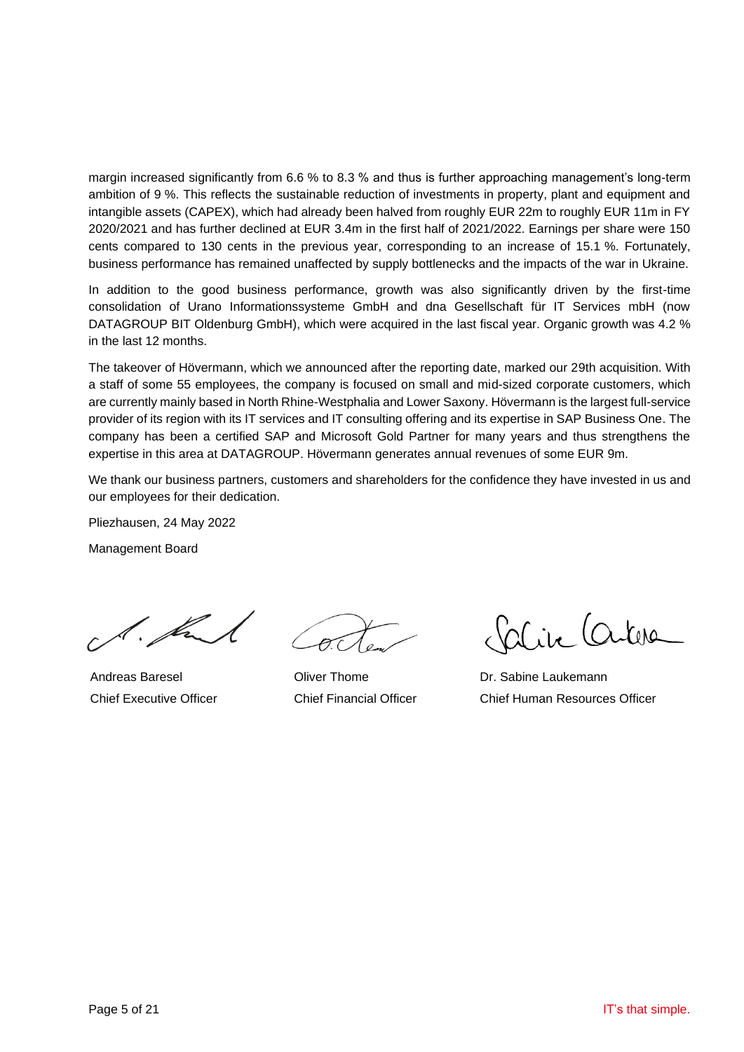margin increased significantly from 6.6 % to 8.3 % and thus is further approaching management's long-term ambition of 9 %. This reflects the sustainable reduction of investments in property, plant and equipment and intangible assets (CAPEX), which had already been halved from roughly EUR 22m to roughly EUR 11m in FY 2020/2021 and has further declined at EUR 3.4m in the first half of 2021/2022. Earnings per share were 150 cents compared to 130 cents in the previous year, corresponding to an increase of 15.1 %. Fortunately, business performance has remained unaffected by supply bottlenecks and the impacts of the war in Ukraine.

In addition to the good business performance, growth was also significantly driven by the first-time consolidation of Urano Informationssysteme GmbH and dna Gesellschaft für IT Services mbH (now DATAGROUP BIT Oldenburg GmbH), which were acquired in the last fiscal year. Organic growth was 4.2 % in the last 12 months.

The takeover of Hövermann, which we announced after the reporting date, marked our 29th acquisition. With a staff of some 55 employees, the company is focused on small and mid-sized corporate customers, which are currently mainly based in North Rhine-Westphalia and Lower Saxony. Hövermann is the largest full-service provider of its region with its IT services and IT consulting offering and its expertise in SAP Business One. The company has been a certified SAP and Microsoft Gold Partner for many years and thus strengthens the expertise in this area at DATAGROUP. Hövermann generates annual revenues of some EUR 9m.

We thank our business partners, customers and shareholders for the confidence they have invested in us and our employees for their dedication.

Pliezhausen, 24 May 2022

Management Board

| Andreas Baresel | Oliver Thome | Dr. Sabine Laukemann |
|---|---|---|
| Chief Executive Officer | Chief Financial Officer | Chief Human Resources Officer |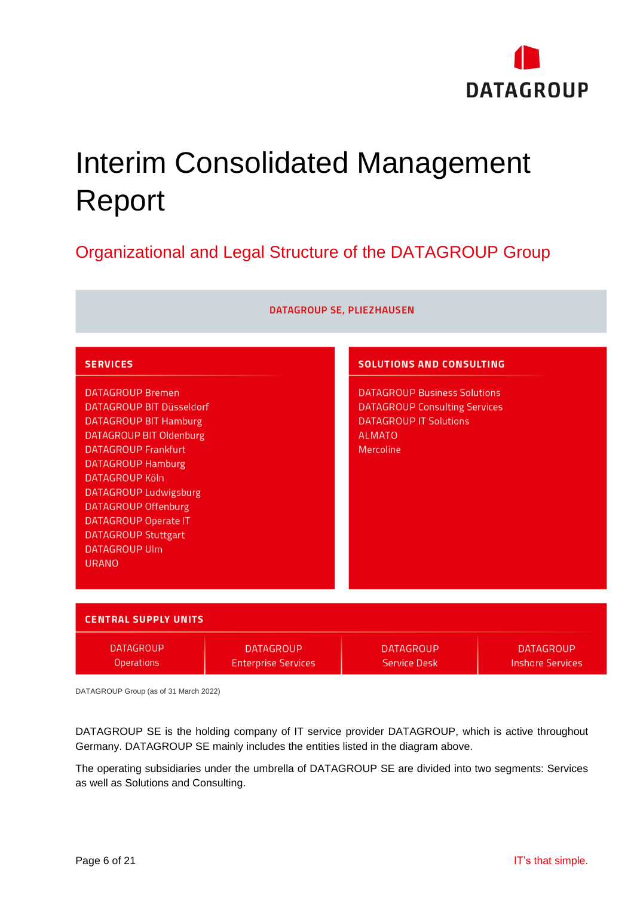// Interim Consolidated Management Report

## Organizational and Legal Structure of the DATAGROUP Group

**DATAGROUP SE, PLIEZHAUSEN**

**SERVICES**

- DATAGROUP Bremen
- DATAGROUP BIT Düsseldorf
- DATAGROUP BIT Hamburg
- DATAGROUP BIT Oldenburg
- DATAGROUP Frankfurt
- DATAGROUP Hamburg
- DATAGROUP Köln
- DATAGROUP Ludwigsburg
- DATAGROUP Offenburg
- DATAGROUP Operate IT
- DATAGROUP Stuttgart
- DATAGROUP Ulm
- URANO

**SOLUTIONS AND CONSULTING**

- DATAGROUP Business Solutions
- DATAGROUP Consulting Services
- DATAGROUP IT Solutions
- ALMATO
- Mercoline

**CENTRAL SUPPLY UNITS**

| DATAGROUP Operations | DATAGROUP Enterprise Services | DATAGROUP Service Desk | DATAGROUP Inshore Services |
|---|---|---|---|

DATAGROUP Group (as of 31 March 2022)

DATAGROUP SE is the holding company of IT service provider DATAGROUP, which is active throughout Germany. DATAGROUP SE mainly includes the entities listed in the diagram above.

The operating subsidiaries under the umbrella of DATAGROUP SE are divided into two segments: Services as well as Solutions and Consulting.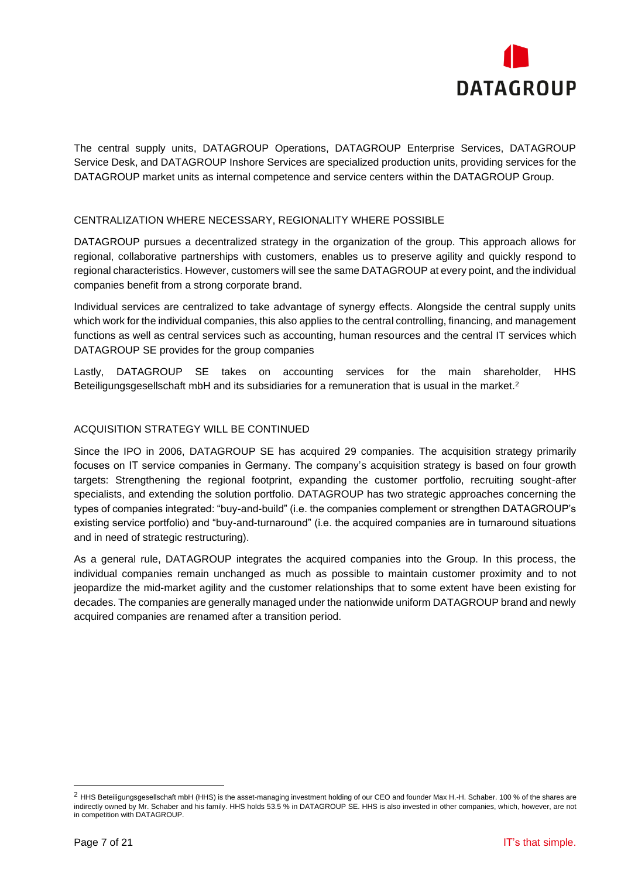The central supply units, DATAGROUP Operations, DATAGROUP Enterprise Services, DATAGROUP Service Desk, and DATAGROUP Inshore Services are specialized production units, providing services for the DATAGROUP market units as internal competence and service centers within the DATAGROUP Group.

## CENTRALIZATION WHERE NECESSARY, REGIONALITY WHERE POSSIBLE

DATAGROUP pursues a decentralized strategy in the organization of the group. This approach allows for regional, collaborative partnerships with customers, enables us to preserve agility and quickly respond to regional characteristics. However, customers will see the same DATAGROUP at every point, and the individual companies benefit from a strong corporate brand.

Individual services are centralized to take advantage of synergy effects. Alongside the central supply units which work for the individual companies, this also applies to the central controlling, financing, and management functions as well as central services such as accounting, human resources and the central IT services which DATAGROUP SE provides for the group companies

Lastly, DATAGROUP SE takes on accounting services for the main shareholder, HHS Beteiligungsgesellschaft mbH and its subsidiaries for a remuneration that is usual in the market.[2]

## ACQUISITION STRATEGY WILL BE CONTINUED

Since the IPO in 2006, DATAGROUP SE has acquired 29 companies. The acquisition strategy primarily focuses on IT service companies in Germany. The company's acquisition strategy is based on four growth targets: Strengthening the regional footprint, expanding the customer portfolio, recruiting sought-after specialists, and extending the solution portfolio. DATAGROUP has two strategic approaches concerning the types of companies integrated: "buy-and-build" (i.e. the companies complement or strengthen DATAGROUP's existing service portfolio) and "buy-and-turnaround" (i.e. the acquired companies are in turnaround situations and in need of strategic restructuring).

As a general rule, DATAGROUP integrates the acquired companies into the Group. In this process, the individual companies remain unchanged as much as possible to maintain customer proximity and to not jeopardize the mid-market agility and the customer relationships that to some extent have been existing for decades. The companies are generally managed under the nationwide uniform DATAGROUP brand and newly acquired companies are renamed after a transition period.

---

[2] HHS Beteiligungsgesellschaft mbH (HHS) is the asset-managing investment holding of our CEO and founder Max H.-H. Schaber. 100 % of the shares are indirectly owned by Mr. Schaber and his family. HHS holds 53.5 % in DATAGROUP SE. HHS is also invested in other companies, which, however, are not in competition with DATAGROUP.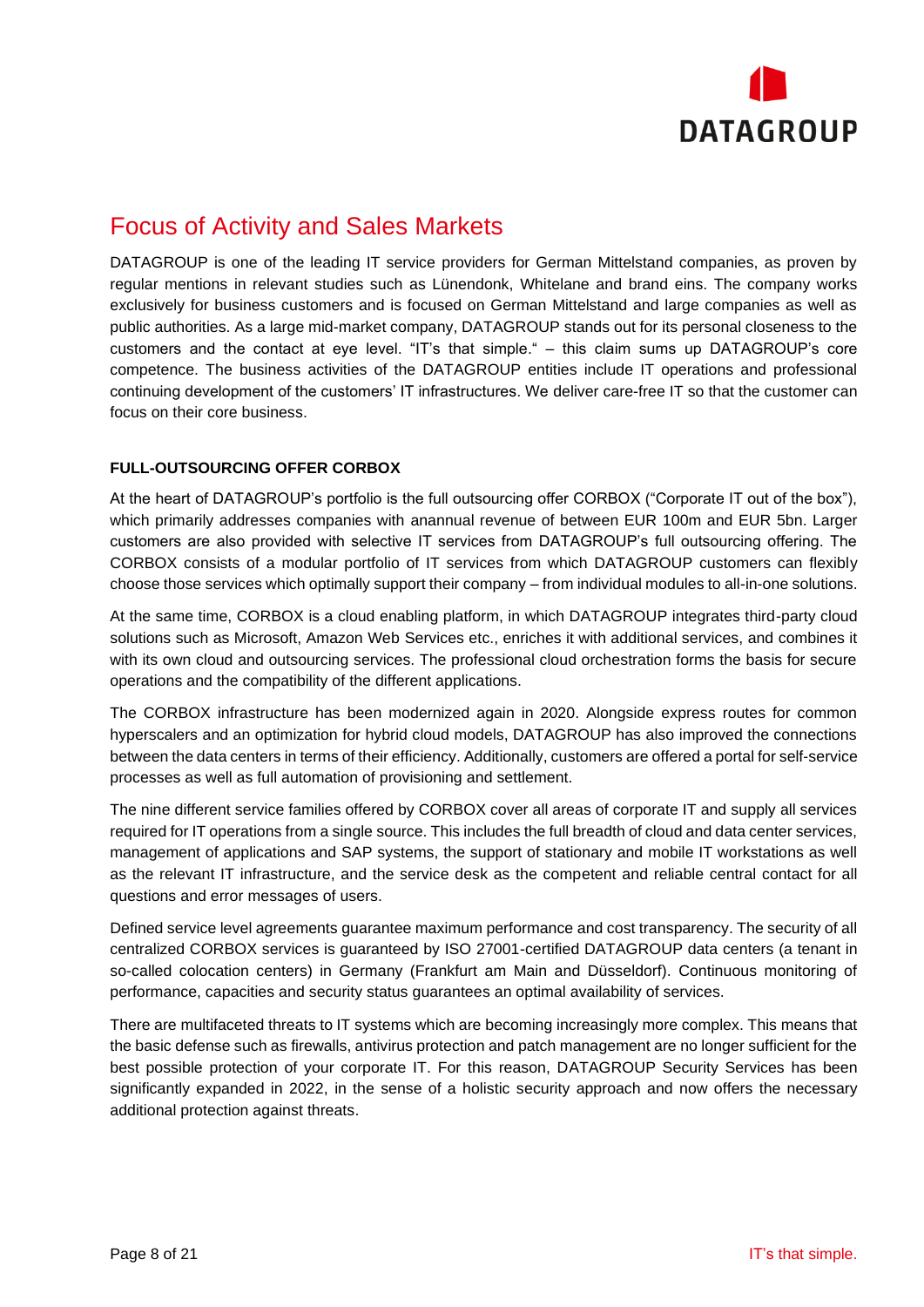# Focus of Activity and Sales Markets

DATAGROUP is one of the leading IT service providers for German Mittelstand companies, as proven by regular mentions in relevant studies such as Lünendonk, Whitelane and brand eins. The company works exclusively for business customers and is focused on German Mittelstand and large companies as well as public authorities. As a large mid-market company, DATAGROUP stands out for its personal closeness to the customers and the contact at eye level. "IT's that simple." – this claim sums up DATAGROUP's core competence. The business activities of the DATAGROUP entities include IT operations and professional continuing development of the customers' IT infrastructures. We deliver care-free IT so that the customer can focus on their core business.

**FULL-OUTSOURCING OFFER CORBOX**

At the heart of DATAGROUP's portfolio is the full outsourcing offer CORBOX ("Corporate IT out of the box"), which primarily addresses companies with anannual revenue of between EUR 100m and EUR 5bn. Larger customers are also provided with selective IT services from DATAGROUP's full outsourcing offering. The CORBOX consists of a modular portfolio of IT services from which DATAGROUP customers can flexibly choose those services which optimally support their company – from individual modules to all-in-one solutions.

At the same time, CORBOX is a cloud enabling platform, in which DATAGROUP integrates third-party cloud solutions such as Microsoft, Amazon Web Services etc., enriches it with additional services, and combines it with its own cloud and outsourcing services. The professional cloud orchestration forms the basis for secure operations and the compatibility of the different applications.

The CORBOX infrastructure has been modernized again in 2020. Alongside express routes for common hyperscalers and an optimization for hybrid cloud models, DATAGROUP has also improved the connections between the data centers in terms of their efficiency. Additionally, customers are offered a portal for self-service processes as well as full automation of provisioning and settlement.

The nine different service families offered by CORBOX cover all areas of corporate IT and supply all services required for IT operations from a single source. This includes the full breadth of cloud and data center services, management of applications and SAP systems, the support of stationary and mobile IT workstations as well as the relevant IT infrastructure, and the service desk as the competent and reliable central contact for all questions and error messages of users.

Defined service level agreements guarantee maximum performance and cost transparency. The security of all centralized CORBOX services is guaranteed by ISO 27001-certified DATAGROUP data centers (a tenant in so-called colocation centers) in Germany (Frankfurt am Main and Düsseldorf). Continuous monitoring of performance, capacities and security status guarantees an optimal availability of services.

There are multifaceted threats to IT systems which are becoming increasingly more complex. This means that the basic defense such as firewalls, antivirus protection and patch management are no longer sufficient for the best possible protection of your corporate IT. For this reason, DATAGROUP Security Services has been significantly expanded in 2022, in the sense of a holistic security approach and now offers the necessary additional protection against threats.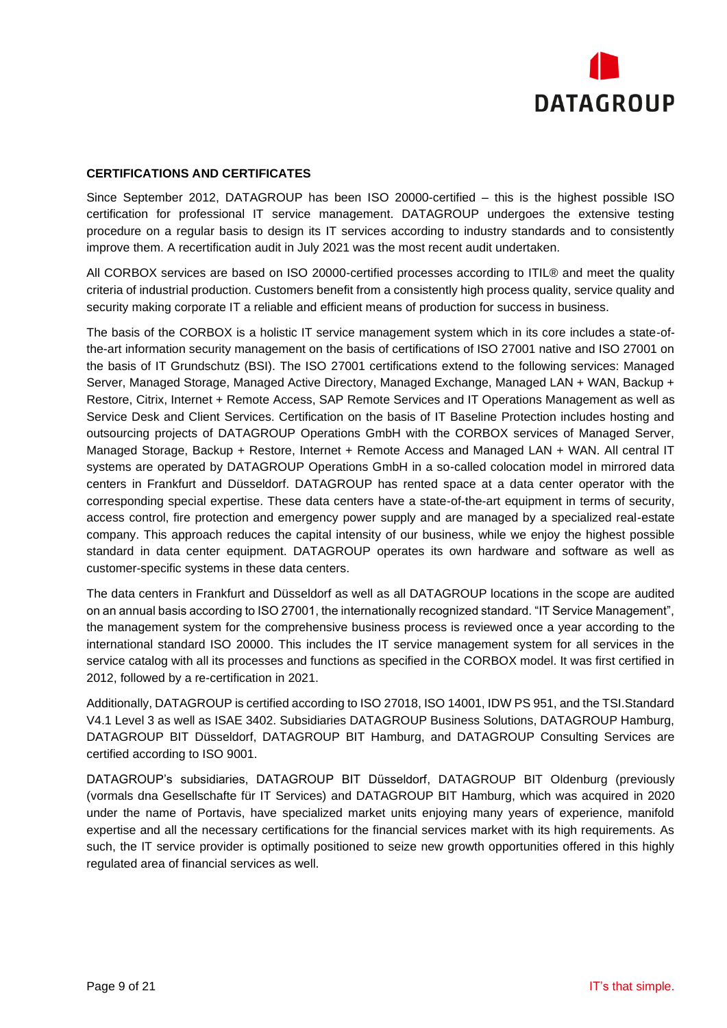**CERTIFICATIONS AND CERTIFICATES**

Since September 2012, DATAGROUP has been ISO 20000-certified – this is the highest possible ISO certification for professional IT service management. DATAGROUP undergoes the extensive testing procedure on a regular basis to design its IT services according to industry standards and to consistently improve them. A recertification audit in July 2021 was the most recent audit undertaken.

All CORBOX services are based on ISO 20000-certified processes according to ITIL® and meet the quality criteria of industrial production. Customers benefit from a consistently high process quality, service quality and security making corporate IT a reliable and efficient means of production for success in business.

The basis of the CORBOX is a holistic IT service management system which in its core includes a state-of-the-art information security management on the basis of certifications of ISO 27001 native and ISO 27001 on the basis of IT Grundschutz (BSI). The ISO 27001 certifications extend to the following services: Managed Server, Managed Storage, Managed Active Directory, Managed Exchange, Managed LAN + WAN, Backup + Restore, Citrix, Internet + Remote Access, SAP Remote Services and IT Operations Management as well as Service Desk and Client Services. Certification on the basis of IT Baseline Protection includes hosting and outsourcing projects of DATAGROUP Operations GmbH with the CORBOX services of Managed Server, Managed Storage, Backup + Restore, Internet + Remote Access and Managed LAN + WAN. All central IT systems are operated by DATAGROUP Operations GmbH in a so-called colocation model in mirrored data centers in Frankfurt and Düsseldorf. DATAGROUP has rented space at a data center operator with the corresponding special expertise. These data centers have a state-of-the-art equipment in terms of security, access control, fire protection and emergency power supply and are managed by a specialized real-estate company. This approach reduces the capital intensity of our business, while we enjoy the highest possible standard in data center equipment. DATAGROUP operates its own hardware and software as well as customer-specific systems in these data centers.

The data centers in Frankfurt and Düsseldorf as well as all DATAGROUP locations in the scope are audited on an annual basis according to ISO 27001, the internationally recognized standard. "IT Service Management", the management system for the comprehensive business process is reviewed once a year according to the international standard ISO 20000. This includes the IT service management system for all services in the service catalog with all its processes and functions as specified in the CORBOX model. It was first certified in 2012, followed by a re-certification in 2021.

Additionally, DATAGROUP is certified according to ISO 27018, ISO 14001, IDW PS 951, and the TSI.Standard V4.1 Level 3 as well as ISAE 3402. Subsidiaries DATAGROUP Business Solutions, DATAGROUP Hamburg, DATAGROUP BIT Düsseldorf, DATAGROUP BIT Hamburg, and DATAGROUP Consulting Services are certified according to ISO 9001.

DATAGROUP's subsidiaries, DATAGROUP BIT Düsseldorf, DATAGROUP BIT Oldenburg (previously (vormals dna Gesellschafte für IT Services) and DATAGROUP BIT Hamburg, which was acquired in 2020 under the name of Portavis, have specialized market units enjoying many years of experience, manifold expertise and all the necessary certifications for the financial services market with its high requirements. As such, the IT service provider is optimally positioned to seize new growth opportunities offered in this highly regulated area of financial services as well.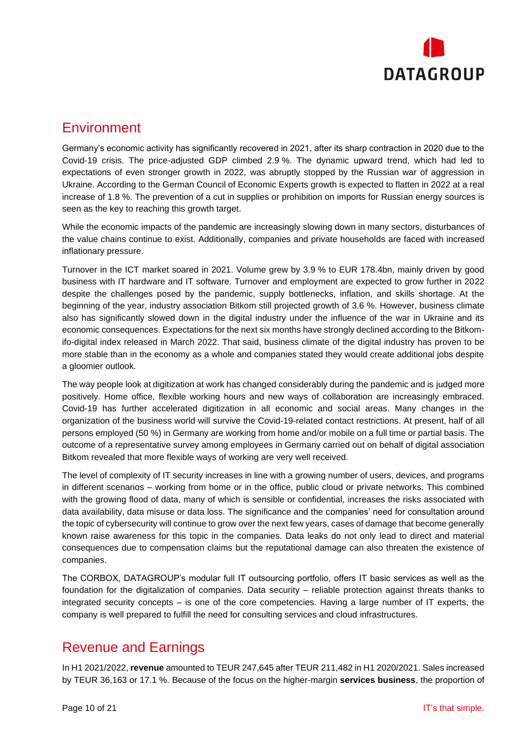## Environment

Germany's economic activity has significantly recovered in 2021, after its sharp contraction in 2020 due to the Covid-19 crisis. The price-adjusted GDP climbed 2.9 %. The dynamic upward trend, which had led to expectations of even stronger growth in 2022, was abruptly stopped by the Russian war of aggression in Ukraine. According to the German Council of Economic Experts growth is expected to flatten in 2022 at a real increase of 1.8 %. The prevention of a cut in supplies or prohibition on imports for Russian energy sources is seen as the key to reaching this growth target.

While the economic impacts of the pandemic are increasingly slowing down in many sectors, disturbances of the value chains continue to exist. Additionally, companies and private households are faced with increased inflationary pressure.

Turnover in the ICT market soared in 2021. Volume grew by 3.9 % to EUR 178.4bn, mainly driven by good business with IT hardware and IT software. Turnover and employment are expected to grow further in 2022 despite the challenges posed by the pandemic, supply bottlenecks, inflation, and skills shortage. At the beginning of the year, industry association Bitkom still projected growth of 3.6 %. However, business climate also has significantly slowed down in the digital industry under the influence of the war in Ukraine and its economic consequences. Expectations for the next six months have strongly declined according to the Bitkom-ifo-digital index released in March 2022. That said, business climate of the digital industry has proven to be more stable than in the economy as a whole and companies stated they would create additional jobs despite a gloomier outlook.

The way people look at digitization at work has changed considerably during the pandemic and is judged more positively. Home office, flexible working hours and new ways of collaboration are increasingly embraced. Covid-19 has further accelerated digitization in all economic and social areas. Many changes in the organization of the business world will survive the Covid-19-related contact restrictions. At present, half of all persons employed (50 %) in Germany are working from home and/or mobile on a full time or partial basis. The outcome of a representative survey among employees in Germany carried out on behalf of digital association Bitkom revealed that more flexible ways of working are very well received.

The level of complexity of IT security increases in line with a growing number of users, devices, and programs in different scenarios – working from home or in the office, public cloud or private networks. This combined with the growing flood of data, many of which is sensible or confidential, increases the risks associated with data availability, data misuse or data loss. The significance and the companies' need for consultation around the topic of cybersecurity will continue to grow over the next few years, cases of damage that become generally known raise awareness for this topic in the companies. Data leaks do not only lead to direct and material consequences due to compensation claims but the reputational damage can also threaten the existence of companies.

The CORBOX, DATAGROUP's modular full IT outsourcing portfolio, offers IT basic services as well as the foundation for the digitalization of companies. Data security – reliable protection against threats thanks to integrated security concepts – is one of the core competencies. Having a large number of IT experts, the company is well prepared to fulfill the need for consulting services and cloud infrastructures.

## Revenue and Earnings

In H1 2021/2022, **revenue** amounted to TEUR 247,645 after TEUR 211,482 in H1 2020/2021. Sales increased by TEUR 36,163 or 17.1 %. Because of the focus on the higher-margin **services business**, the proportion of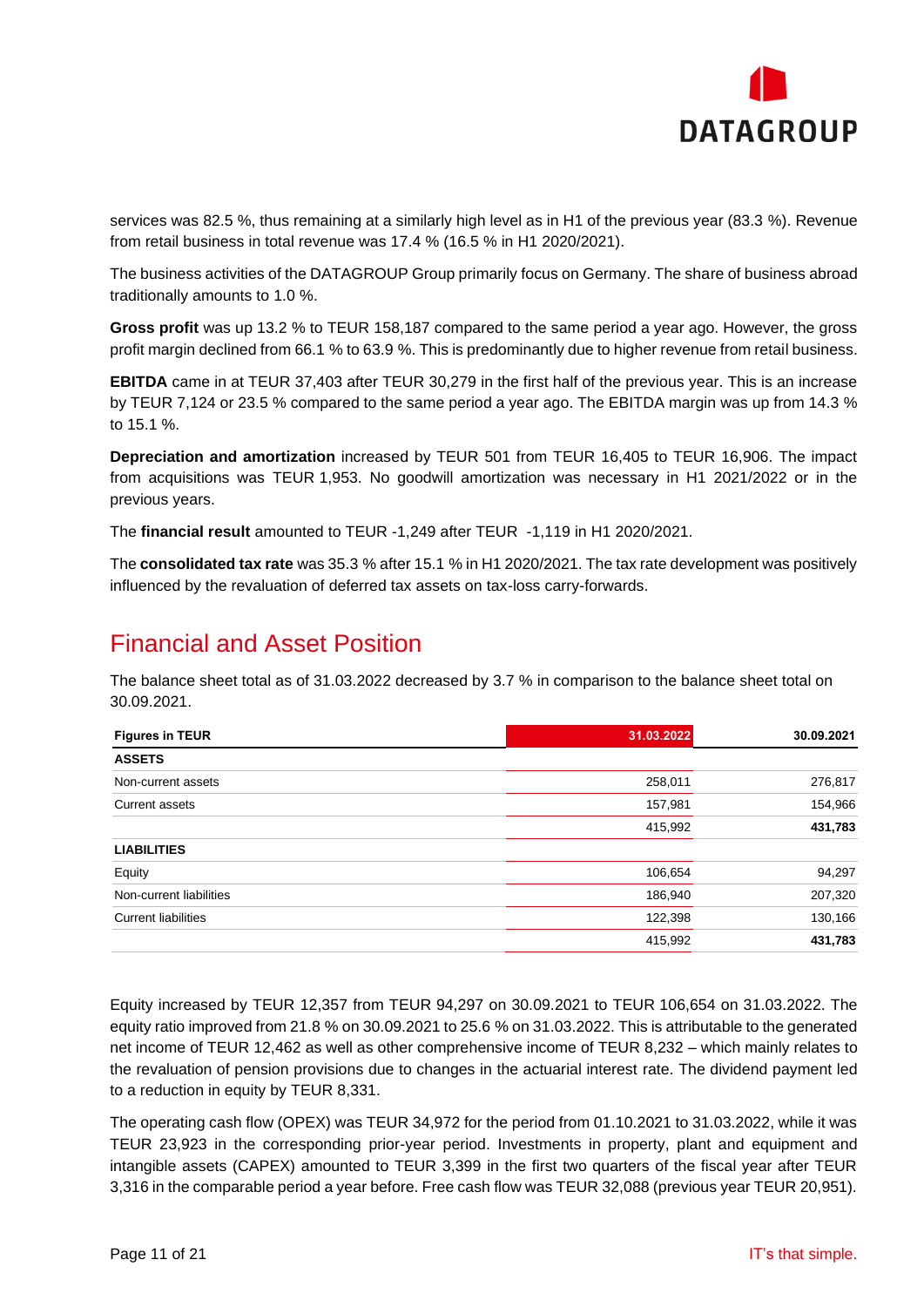services was 82.5 %, thus remaining at a similarly high level as in H1 of the previous year (83.3 %). Revenue from retail business in total revenue was 17.4 % (16.5 % in H1 2020/2021).

The business activities of the DATAGROUP Group primarily focus on Germany. The share of business abroad traditionally amounts to 1.0 %.

**Gross profit** was up 13.2 % to TEUR 158,187 compared to the same period a year ago. However, the gross profit margin declined from 66.1 % to 63.9 %. This is predominantly due to higher revenue from retail business.

**EBITDA** came in at TEUR 37,403 after TEUR 30,279 in the first half of the previous year. This is an increase by TEUR 7,124 or 23.5 % compared to the same period a year ago. The EBITDA margin was up from 14.3 % to 15.1 %.

**Depreciation and amortization** increased by TEUR 501 from TEUR 16,405 to TEUR 16,906. The impact from acquisitions was TEUR 1,953. No goodwill amortization was necessary in H1 2021/2022 or in the previous years.

The **financial result** amounted to TEUR -1,249 after TEUR -1,119 in H1 2020/2021.

The **consolidated tax rate** was 35.3 % after 15.1 % in H1 2020/2021. The tax rate development was positively influenced by the revaluation of deferred tax assets on tax-loss carry-forwards.

## Financial and Asset Position

The balance sheet total as of 31.03.2022 decreased by 3.7 % in comparison to the balance sheet total on 30.09.2021.

| Figures in TEUR | 31.03.2022 | 30.09.2021 |
|---|---|---|
| **ASSETS** | | |
| Non-current assets | 258,011 | 276,817 |
| Current assets | 157,981 | 154,966 |
| | 415,992 | **431,783** |
| **LIABILITIES** | | |
| Equity | 106,654 | 94,297 |
| Non-current liabilities | 186,940 | 207,320 |
| Current liabilities | 122,398 | 130,166 |
| | 415,992 | **431,783** |

Equity increased by TEUR 12,357 from TEUR 94,297 on 30.09.2021 to TEUR 106,654 on 31.03.2022. The equity ratio improved from 21.8 % on 30.09.2021 to 25.6 % on 31.03.2022. This is attributable to the generated net income of TEUR 12,462 as well as other comprehensive income of TEUR 8,232 – which mainly relates to the revaluation of pension provisions due to changes in the actuarial interest rate. The dividend payment led to a reduction in equity by TEUR 8,331.

The operating cash flow (OPEX) was TEUR 34,972 for the period from 01.10.2021 to 31.03.2022, while it was TEUR 23,923 in the corresponding prior-year period. Investments in property, plant and equipment and intangible assets (CAPEX) amounted to TEUR 3,399 in the first two quarters of the fiscal year after TEUR 3,316 in the comparable period a year before. Free cash flow was TEUR 32,088 (previous year TEUR 20,951).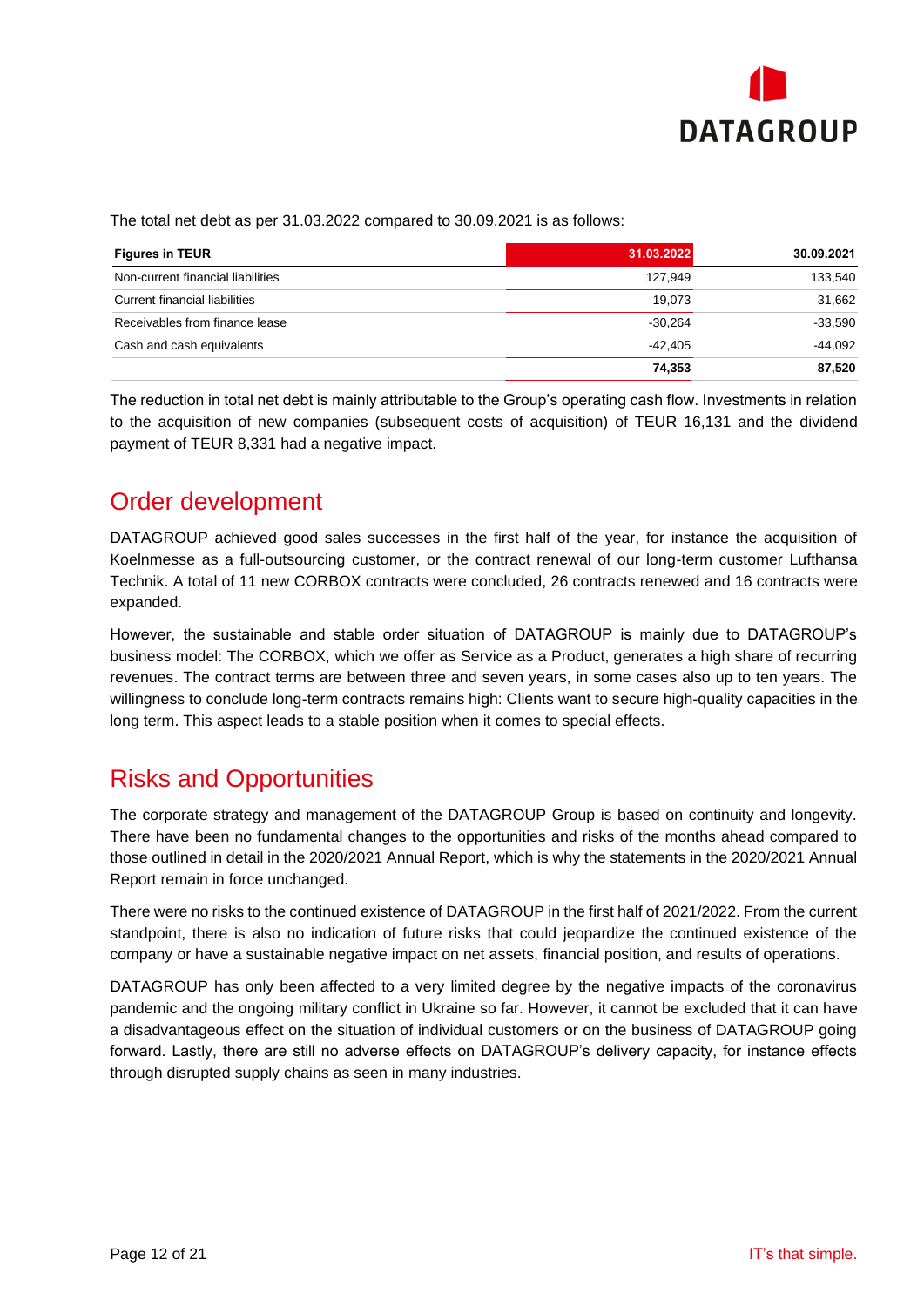The total net debt as per 31.03.2022 compared to 30.09.2021 is as follows:

| Figures in TEUR | 31.03.2022 | 30.09.2021 |
|---|---|---|
| Non-current financial liabilities | 127,949 | 133,540 |
| Current financial liabilities | 19,073 | 31,662 |
| Receivables from finance lease | -30,264 | -33,590 |
| Cash and cash equivalents | -42,405 | -44,092 |
| | **74,353** | **87,520** |

The reduction in total net debt is mainly attributable to the Group's operating cash flow. Investments in relation to the acquisition of new companies (subsequent costs of acquisition) of TEUR 16,131 and the dividend payment of TEUR 8,331 had a negative impact.

## Order development

DATAGROUP achieved good sales successes in the first half of the year, for instance the acquisition of Koelnmesse as a full-outsourcing customer, or the contract renewal of our long-term customer Lufthansa Technik. A total of 11 new CORBOX contracts were concluded, 26 contracts renewed and 16 contracts were expanded.

However, the sustainable and stable order situation of DATAGROUP is mainly due to DATAGROUP's business model: The CORBOX, which we offer as Service as a Product, generates a high share of recurring revenues. The contract terms are between three and seven years, in some cases also up to ten years. The willingness to conclude long-term contracts remains high: Clients want to secure high-quality capacities in the long term. This aspect leads to a stable position when it comes to special effects.

## Risks and Opportunities

The corporate strategy and management of the DATAGROUP Group is based on continuity and longevity. There have been no fundamental changes to the opportunities and risks of the months ahead compared to those outlined in detail in the 2020/2021 Annual Report, which is why the statements in the 2020/2021 Annual Report remain in force unchanged.

There were no risks to the continued existence of DATAGROUP in the first half of 2021/2022. From the current standpoint, there is also no indication of future risks that could jeopardize the continued existence of the company or have a sustainable negative impact on net assets, financial position, and results of operations.

DATAGROUP has only been affected to a very limited degree by the negative impacts of the coronavirus pandemic and the ongoing military conflict in Ukraine so far. However, it cannot be excluded that it can have a disadvantageous effect on the situation of individual customers or on the business of DATAGROUP going forward. Lastly, there are still no adverse effects on DATAGROUP's delivery capacity, for instance effects through disrupted supply chains as seen in many industries.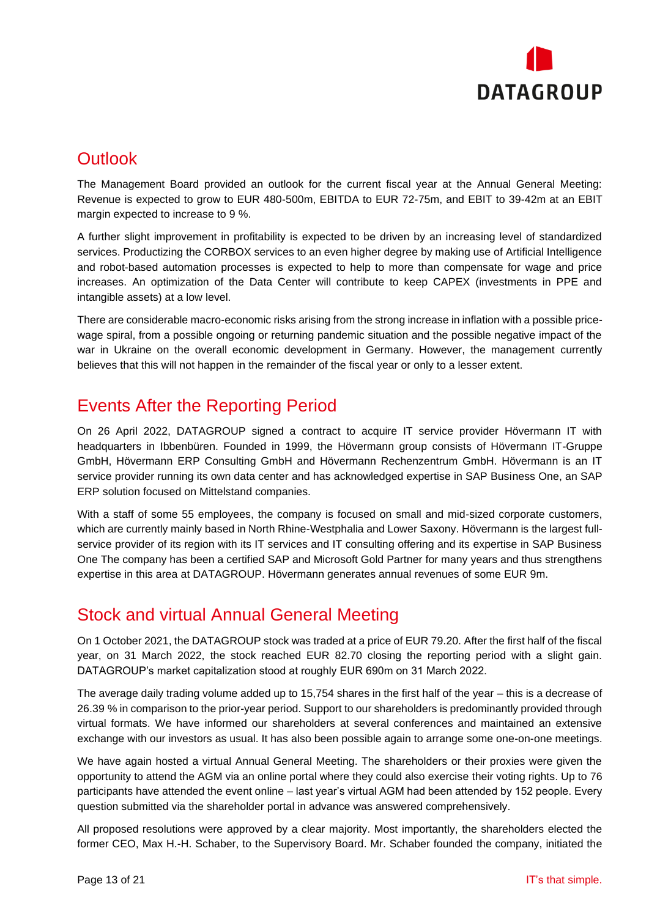## Outlook

The Management Board provided an outlook for the current fiscal year at the Annual General Meeting: Revenue is expected to grow to EUR 480-500m, EBITDA to EUR 72-75m, and EBIT to 39-42m at an EBIT margin expected to increase to 9 %.

A further slight improvement in profitability is expected to be driven by an increasing level of standardized services. Productizing the CORBOX services to an even higher degree by making use of Artificial Intelligence and robot-based automation processes is expected to help to more than compensate for wage and price increases. An optimization of the Data Center will contribute to keep CAPEX (investments in PPE and intangible assets) at a low level.

There are considerable macro-economic risks arising from the strong increase in inflation with a possible price-wage spiral, from a possible ongoing or returning pandemic situation and the possible negative impact of the war in Ukraine on the overall economic development in Germany. However, the management currently believes that this will not happen in the remainder of the fiscal year or only to a lesser extent.

## Events After the Reporting Period

On 26 April 2022, DATAGROUP signed a contract to acquire IT service provider Hövermann IT with headquarters in Ibbenbüren. Founded in 1999, the Hövermann group consists of Hövermann IT-Gruppe GmbH, Hövermann ERP Consulting GmbH and Hövermann Rechenzentrum GmbH. Hövermann is an IT service provider running its own data center and has acknowledged expertise in SAP Business One, an SAP ERP solution focused on Mittelstand companies.

With a staff of some 55 employees, the company is focused on small and mid-sized corporate customers, which are currently mainly based in North Rhine-Westphalia and Lower Saxony. Hövermann is the largest full-service provider of its region with its IT services and IT consulting offering and its expertise in SAP Business One The company has been a certified SAP and Microsoft Gold Partner for many years and thus strengthens expertise in this area at DATAGROUP. Hövermann generates annual revenues of some EUR 9m.

## Stock and virtual Annual General Meeting

On 1 October 2021, the DATAGROUP stock was traded at a price of EUR 79.20. After the first half of the fiscal year, on 31 March 2022, the stock reached EUR 82.70 closing the reporting period with a slight gain. DATAGROUP's market capitalization stood at roughly EUR 690m on 31 March 2022.

The average daily trading volume added up to 15,754 shares in the first half of the year – this is a decrease of 26.39 % in comparison to the prior-year period. Support to our shareholders is predominantly provided through virtual formats. We have informed our shareholders at several conferences and maintained an extensive exchange with our investors as usual. It has also been possible again to arrange some one-on-one meetings.

We have again hosted a virtual Annual General Meeting. The shareholders or their proxies were given the opportunity to attend the AGM via an online portal where they could also exercise their voting rights. Up to 76 participants have attended the event online – last year's virtual AGM had been attended by 152 people. Every question submitted via the shareholder portal in advance was answered comprehensively.

All proposed resolutions were approved by a clear majority. Most importantly, the shareholders elected the former CEO, Max H.-H. Schaber, to the Supervisory Board. Mr. Schaber founded the company, initiated the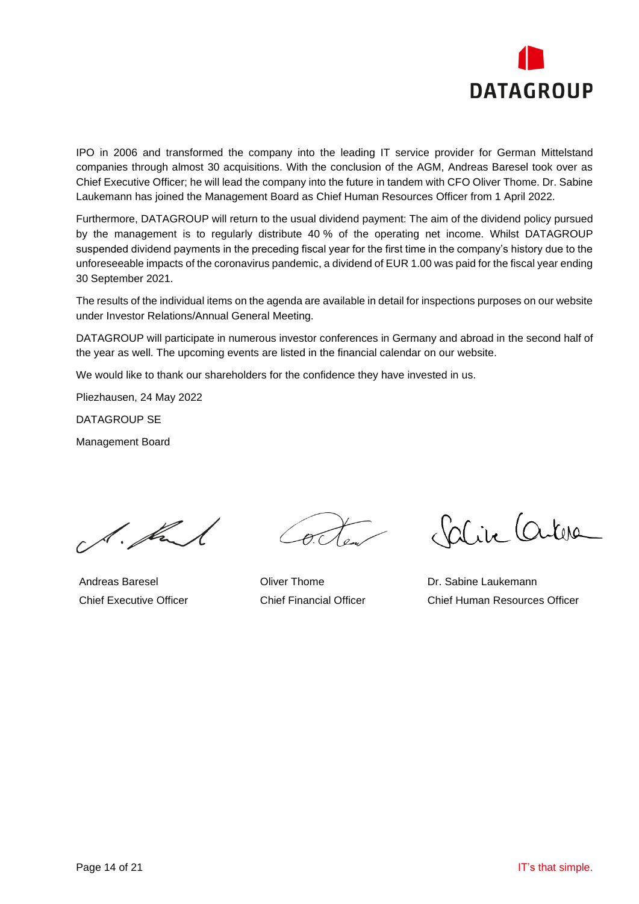IPO in 2006 and transformed the company into the leading IT service provider for German Mittelstand companies through almost 30 acquisitions. With the conclusion of the AGM, Andreas Baresel took over as Chief Executive Officer; he will lead the company into the future in tandem with CFO Oliver Thome. Dr. Sabine Laukemann has joined the Management Board as Chief Human Resources Officer from 1 April 2022.

Furthermore, DATAGROUP will return to the usual dividend payment: The aim of the dividend policy pursued by the management is to regularly distribute 40 % of the operating net income. Whilst DATAGROUP suspended dividend payments in the preceding fiscal year for the first time in the company's history due to the unforeseeable impacts of the coronavirus pandemic, a dividend of EUR 1.00 was paid for the fiscal year ending 30 September 2021.

The results of the individual items on the agenda are available in detail for inspections purposes on our website under Investor Relations/Annual General Meeting.

DATAGROUP will participate in numerous investor conferences in Germany and abroad in the second half of the year as well. The upcoming events are listed in the financial calendar on our website.

We would like to thank our shareholders for the confidence they have invested in us.

Pliezhausen, 24 May 2022

DATAGROUP SE

Management Board

| Andreas Baresel | Oliver Thome | Dr. Sabine Laukemann |
| --- | --- | --- |
| Chief Executive Officer | Chief Financial Officer | Chief Human Resources Officer |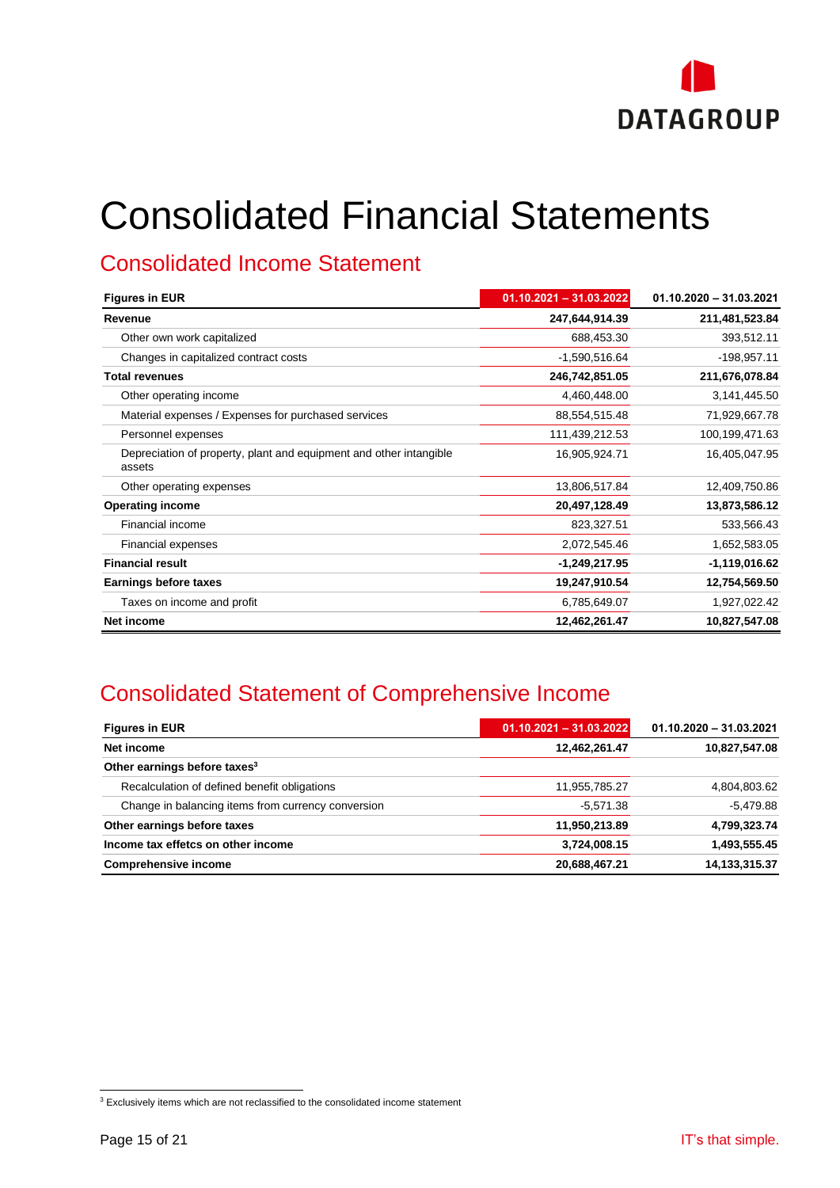# Consolidated Financial Statements

## Consolidated Income Statement

| Figures in EUR | 01.10.2021 – 31.03.2022 | 01.10.2020 – 31.03.2021 |
|---|---|---|
| **Revenue** | **247,644,914.39** | **211,481,523.84** |
| Other own work capitalized | 688,453.30 | 393,512.11 |
| Changes in capitalized contract costs | -1,590,516.64 | -198,957.11 |
| **Total revenues** | **246,742,851.05** | **211,676,078.84** |
| Other operating income | 4,460,448.00 | 3,141,445.50 |
| Material expenses / Expenses for purchased services | 88,554,515.48 | 71,929,667.78 |
| Personnel expenses | 111,439,212.53 | 100,199,471.63 |
| Depreciation of property, plant and equipment and other intangible assets | 16,905,924.71 | 16,405,047.95 |
| Other operating expenses | 13,806,517.84 | 12,409,750.86 |
| **Operating income** | **20,497,128.49** | **13,873,586.12** |
| Financial income | 823,327.51 | 533,566.43 |
| Financial expenses | 2,072,545.46 | 1,652,583.05 |
| **Financial result** | **-1,249,217.95** | **-1,119,016.62** |
| **Earnings before taxes** | **19,247,910.54** | **12,754,569.50** |
| Taxes on income and profit | 6,785,649.07 | 1,927,022.42 |
| **Net income** | **12,462,261.47** | **10,827,547.08** |

## Consolidated Statement of Comprehensive Income

| Figures in EUR | 01.10.2021 – 31.03.2022 | 01.10.2020 – 31.03.2021 |
|---|---|---|
| **Net income** | **12,462,261.47** | **10,827,547.08** |
| **Other earnings before taxes**[3] | | |
| Recalculation of defined benefit obligations | 11,955,785.27 | 4,804,803.62 |
| Change in balancing items from currency conversion | -5,571.38 | -5,479.88 |
| **Other earnings before taxes** | **11,950,213.89** | **4,799,323.74** |
| **Income tax effetcs on other income** | **3,724,008.15** | **1,493,555.45** |
| **Comprehensive income** | **20,688,467.21** | **14,133,315.37** |

[3] Exclusively items which are not reclassified to the consolidated income statement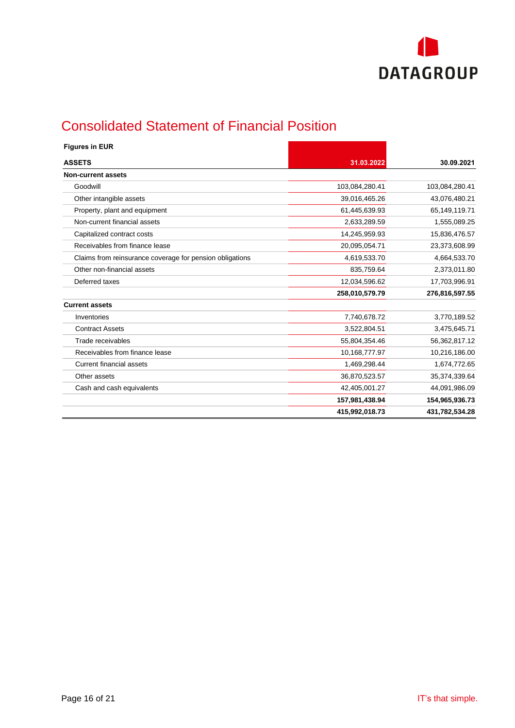# Consolidated Statement of Financial Position

**Figures in EUR**

| **ASSETS** | **31.03.2022** | **30.09.2021** |
|---|---|---|
| **Non-current assets** | | |
| Goodwill | 103,084,280.41 | 103,084,280.41 |
| Other intangible assets | 39,016,465.26 | 43,076,480.21 |
| Property, plant and equipment | 61,445,639.93 | 65,149,119.71 |
| Non-current financial assets | 2,633,289.59 | 1,555,089.25 |
| Capitalized contract costs | 14,245,959.93 | 15,836,476.57 |
| Receivables from finance lease | 20,095,054.71 | 23,373,608.99 |
| Claims from reinsurance coverage for pension obligations | 4,619,533.70 | 4,664,533.70 |
| Other non-financial assets | 835,759.64 | 2,373,011.80 |
| Deferred taxes | 12,034,596.62 | 17,703,996.91 |
| | **258,010,579.79** | **276,816,597.55** |
| **Current assets** | | |
| Inventories | 7,740,678.72 | 3,770,189.52 |
| Contract Assets | 3,522,804.51 | 3,475,645.71 |
| Trade receivables | 55,804,354.46 | 56,362,817.12 |
| Receivables from finance lease | 10,168,777.97 | 10,216,186.00 |
| Current financial assets | 1,469,298.44 | 1,674,772.65 |
| Other assets | 36,870,523.57 | 35,374,339.64 |
| Cash and cash equivalents | 42,405,001.27 | 44,091,986.09 |
| | **157,981,438.94** | **154,965,936.73** |
| | **415,992,018.73** | **431,782,534.28** |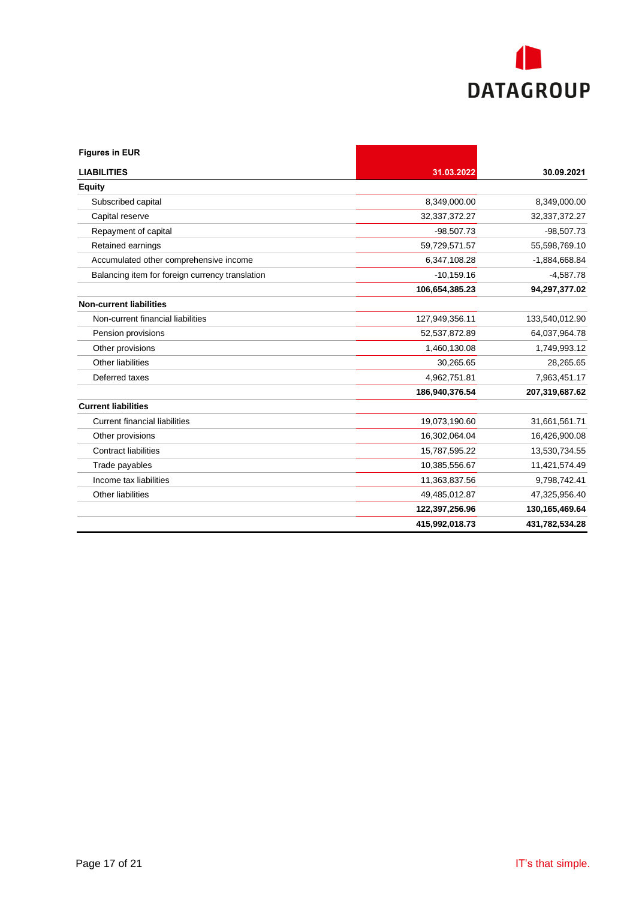**Figures in EUR**

| **LIABILITIES** | **31.03.2022** | **30.09.2021** |
|---|---|---|
| **Equity** | | |
| Subscribed capital | 8,349,000.00 | 8,349,000.00 |
| Capital reserve | 32,337,372.27 | 32,337,372.27 |
| Repayment of capital | -98,507.73 | -98,507.73 |
| Retained earnings | 59,729,571.57 | 55,598,769.10 |
| Accumulated other comprehensive income | 6,347,108.28 | -1,884,668.84 |
| Balancing item for foreign currency translation | -10,159.16 | -4,587.78 |
| | **106,654,385.23** | **94,297,377.02** |
| **Non-current liabilities** | | |
| Non-current financial liabilities | 127,949,356.11 | 133,540,012.90 |
| Pension provisions | 52,537,872.89 | 64,037,964.78 |
| Other provisions | 1,460,130.08 | 1,749,993.12 |
| Other liabilities | 30,265.65 | 28,265.65 |
| Deferred taxes | 4,962,751.81 | 7,963,451.17 |
| | **186,940,376.54** | **207,319,687.62** |
| **Current liabilities** | | |
| Current financial liabilities | 19,073,190.60 | 31,661,561.71 |
| Other provisions | 16,302,064.04 | 16,426,900.08 |
| Contract liabilities | 15,787,595.22 | 13,530,734.55 |
| Trade payables | 10,385,556.67 | 11,421,574.49 |
| Income tax liabilities | 11,363,837.56 | 9,798,742.41 |
| Other liabilities | 49,485,012.87 | 47,325,956.40 |
| | **122,397,256.96** | **130,165,469.64** |
| | **415,992,018.73** | **431,782,534.28** |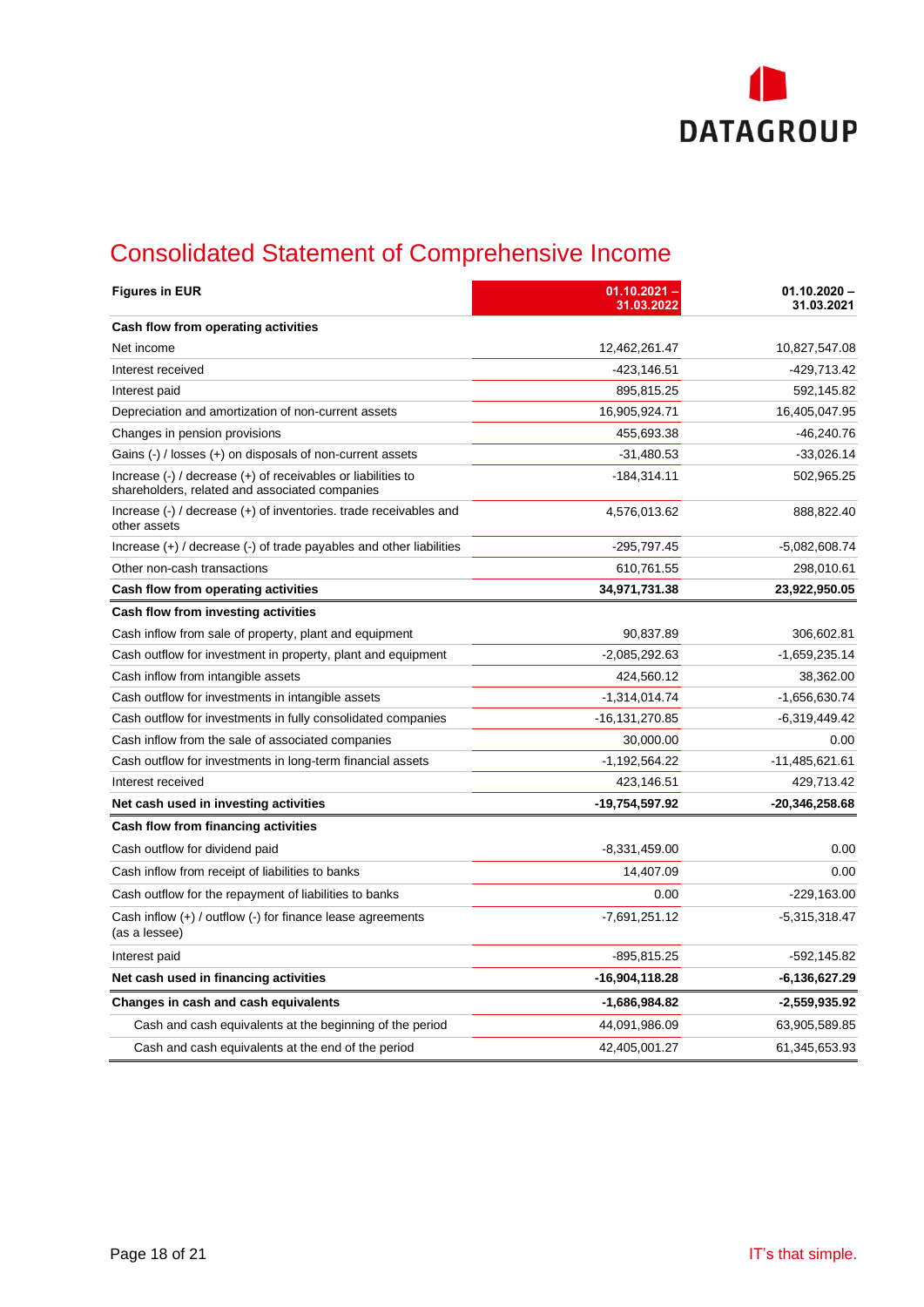# Consolidated Statement of Comprehensive Income

| Figures in EUR | 01.10.2021 – 31.03.2022 | 01.10.2020 – 31.03.2021 |
|---|---|---|
| **Cash flow from operating activities** | | |
| Net income | 12,462,261.47 | 10,827,547.08 |
| Interest received | -423,146.51 | -429,713.42 |
| Interest paid | 895,815.25 | 592,145.82 |
| Depreciation and amortization of non-current assets | 16,905,924.71 | 16,405,047.95 |
| Changes in pension provisions | 455,693.38 | -46,240.76 |
| Gains (-) / losses (+) on disposals of non-current assets | -31,480.53 | -33,026.14 |
| Increase (-) / decrease (+) of receivables or liabilities to shareholders, related and associated companies | -184,314.11 | 502,965.25 |
| Increase (-) / decrease (+) of inventories. trade receivables and other assets | 4,576,013.62 | 888,822.40 |
| Increase (+) / decrease (-) of trade payables and other liabilities | -295,797.45 | -5,082,608.74 |
| Other non-cash transactions | 610,761.55 | 298,010.61 |
| **Cash flow from operating activities** | **34,971,731.38** | **23,922,950.05** |
| **Cash flow from investing activities** | | |
| Cash inflow from sale of property, plant and equipment | 90,837.89 | 306,602.81 |
| Cash outflow for investment in property, plant and equipment | -2,085,292.63 | -1,659,235.14 |
| Cash inflow from intangible assets | 424,560.12 | 38,362.00 |
| Cash outflow for investments in intangible assets | -1,314,014.74 | -1,656,630.74 |
| Cash outflow for investments in fully consolidated companies | -16,131,270.85 | -6,319,449.42 |
| Cash inflow from the sale of associated companies | 30,000.00 | 0.00 |
| Cash outflow for investments in long-term financial assets | -1,192,564.22 | -11,485,621.61 |
| Interest received | 423,146.51 | 429,713.42 |
| **Net cash used in investing activities** | **-19,754,597.92** | **-20,346,258.68** |
| **Cash flow from financing activities** | | |
| Cash outflow for dividend paid | -8,331,459.00 | 0.00 |
| Cash inflow from receipt of liabilities to banks | 14,407.09 | 0.00 |
| Cash outflow for the repayment of liabilities to banks | 0.00 | -229,163.00 |
| Cash inflow (+) / outflow (-) for finance lease agreements (as a lessee) | -7,691,251.12 | -5,315,318.47 |
| Interest paid | -895,815.25 | -592,145.82 |
| **Net cash used in financing activities** | **-16,904,118.28** | **-6,136,627.29** |
| **Changes in cash and cash equivalents** | **-1,686,984.82** | **-2,559,935.92** |
| Cash and cash equivalents at the beginning of the period | 44,091,986.09 | 63,905,589.85 |
| Cash and cash equivalents at the end of the period | 42,405,001.27 | 61,345,653.93 |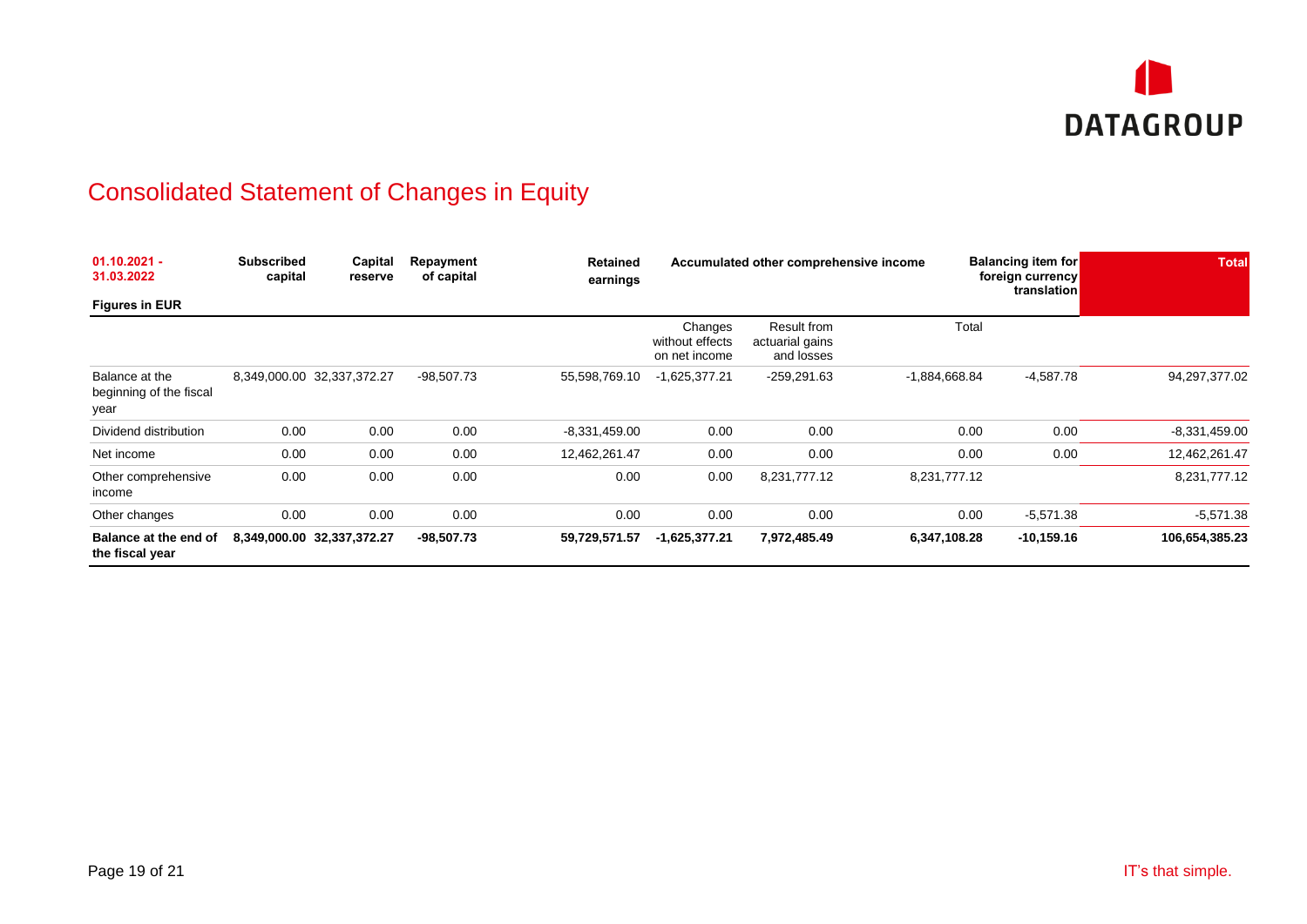# Consolidated Statement of Changes in Equity

| 01.10.2021 - 31.03.2022<br>Figures in EUR | Subscribed capital | Capital reserve | Repayment of capital | Retained earnings | Accumulated other comprehensive income | | | Balancing item for foreign currency translation | Total |
|---|---|---|---|---|---|---|---|---|---|
| | | | | | Changes without effects on net income | Result from actuarial gains and losses | Total | | |
| Balance at the beginning of the fiscal year | 8,349,000.00 | 32,337,372.27 | -98,507.73 | 55,598,769.10 | -1,625,377.21 | -259,291.63 | -1,884,668.84 | -4,587.78 | 94,297,377.02 |
| Dividend distribution | 0.00 | 0.00 | 0.00 | -8,331,459.00 | 0.00 | 0.00 | 0.00 | 0.00 | -8,331,459.00 |
| Net income | 0.00 | 0.00 | 0.00 | 12,462,261.47 | 0.00 | 0.00 | 0.00 | 0.00 | 12,462,261.47 |
| Other comprehensive income | 0.00 | 0.00 | 0.00 | 0.00 | 0.00 | 8,231,777.12 | 8,231,777.12 | | 8,231,777.12 |
| Other changes | 0.00 | 0.00 | 0.00 | 0.00 | 0.00 | 0.00 | 0.00 | -5,571.38 | -5,571.38 |
| **Balance at the end of the fiscal year** | **8,349,000.00** | **32,337,372.27** | **-98,507.73** | **59,729,571.57** | **-1,625,377.21** | **7,972,485.49** | **6,347,108.28** | **-10,159.16** | **106,654,385.23** |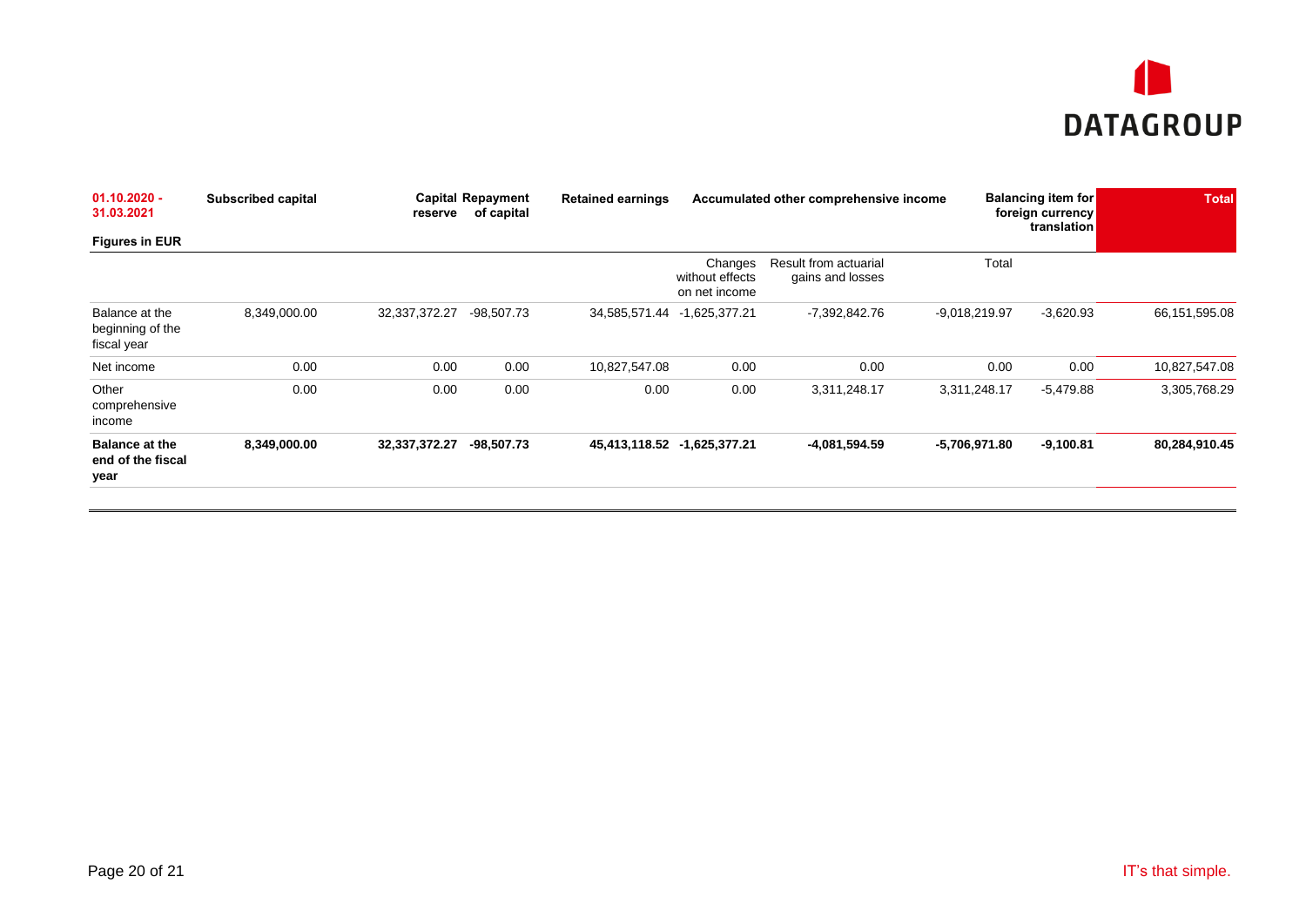| 01.10.2020 - 31.03.2021 Figures in EUR | Subscribed capital | Capital reserve | Repayment of capital | Retained earnings | Accumulated other comprehensive income | | | Balancing item for foreign currency translation | Total |
|---|---|---|---|---|---|---|---|---|---|
| | | | | | Changes without effects on net income | Result from actuarial gains and losses | Total | | |
| Balance at the beginning of the fiscal year | 8,349,000.00 | 32,337,372.27 | -98,507.73 | 34,585,571.44 | -1,625,377.21 | -7,392,842.76 | -9,018,219.97 | -3,620.93 | 66,151,595.08 |
| Net income | 0.00 | 0.00 | 0.00 | 10,827,547.08 | 0.00 | 0.00 | 0.00 | 0.00 | 10,827,547.08 |
| Other comprehensive income | 0.00 | 0.00 | 0.00 | 0.00 | 0.00 | 3,311,248.17 | 3,311,248.17 | -5,479.88 | 3,305,768.29 |
| **Balance at the end of the fiscal year** | **8,349,000.00** | **32,337,372.27** | **-98,507.73** | **45,413,118.52** | **-1,625,377.21** | **-4,081,594.59** | **-5,706,971.80** | **-9,100.81** | **80,284,910.45** |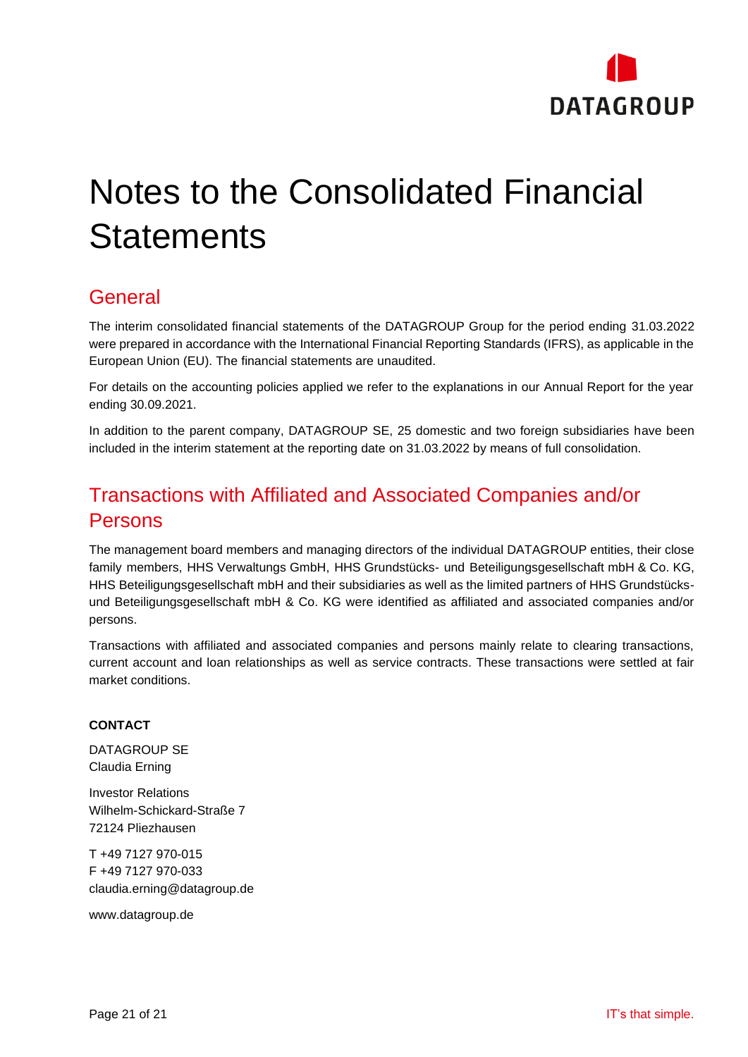# Notes to the Consolidated Financial Statements

## General

The interim consolidated financial statements of the DATAGROUP Group for the period ending 31.03.2022 were prepared in accordance with the International Financial Reporting Standards (IFRS), as applicable in the European Union (EU). The financial statements are unaudited.

For details on the accounting policies applied we refer to the explanations in our Annual Report for the year ending 30.09.2021.

In addition to the parent company, DATAGROUP SE, 25 domestic and two foreign subsidiaries have been included in the interim statement at the reporting date on 31.03.2022 by means of full consolidation.

## Transactions with Affiliated and Associated Companies and/or Persons

The management board members and managing directors of the individual DATAGROUP entities, their close family members, HHS Verwaltungs GmbH, HHS Grundstücks- und Beteiligungsgesellschaft mbH & Co. KG, HHS Beteiligungsgesellschaft mbH and their subsidiaries as well as the limited partners of HHS Grundstücks- und Beteiligungsgesellschaft mbH & Co. KG were identified as affiliated and associated companies and/or persons.

Transactions with affiliated and associated companies and persons mainly relate to clearing transactions, current account and loan relationships as well as service contracts. These transactions were settled at fair market conditions.

**CONTACT**

DATAGROUP SE
Claudia Erning

Investor Relations
Wilhelm-Schickard-Straße 7
72124 Pliezhausen

T +49 7127 970-015
F +49 7127 970-033
claudia.erning@datagroup.de

www.datagroup.de